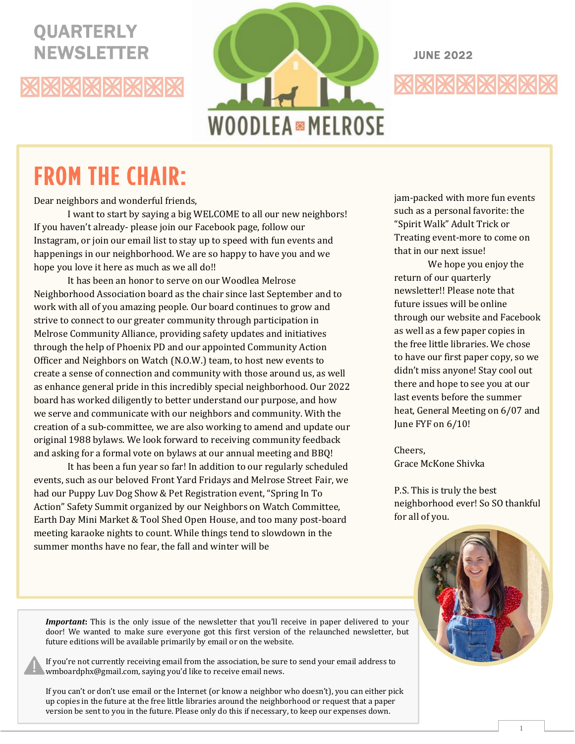QUARTERLY NEWSLETTER

WOODLEA MELROSE

JUNE 2022

# FROM THE CHAIR:

Dear neighbors and wonderful friends,

I want to start by saying a big WELCOME to all our new neighbors! If you haven't already- please join our Facebook page, follow our Instagram, or join our email list to stay up to speed with fun events and happenings in our neighborhood. We are so happy to have you and we hope you love it here as much as we all do!!

It has been an honor to serve on our Woodlea Melrose Neighborhood Association board as the chair since last September and to work with all of you amazing people. Our board continues to grow and strive to connect to our greater community through participation in Melrose Community Alliance, providing safety updates and initiatives through the help of Phoenix PD and our appointed Community Action Officer and Neighbors on Watch (N.O.W.) team, to host new events to create a sense of connection and community with those around us, as well as enhance general pride in this incredibly special neighborhood. Our 2022 board has worked diligently to better understand our purpose, and how we serve and communicate with our neighbors and community. With the creation of a sub-committee, we are also working to amend and update our original 1988 bylaws. We look forward to receiving community feedback and asking for a formal vote on bylaws at our annual meeting and BBQ!

It has been a fun year so far! In addition to our regularly scheduled events, such as our beloved Front Yard Fridays and Melrose Street Fair, we had our Puppy Luv Dog Show & Pet Registration event, "Spring In To Action" Safety Summit organized by our Neighbors on Watch Committee, Earth Day Mini Market & Tool Shed Open House, and too many post-board meeting karaoke nights to count. While things tend to slowdown in the summer months have no fear, the fall and winter will be jam-packed with more fun events such as a personal favorite: the "Spirit Walk" Adult Trick or Treating event-more to come on that in our next issue!

We hope you enjoy the return of our quarterly newsletter!! Please note that future issues will be online through our website and Facebook as well as a few paper copies in the free little libraries. We chose to have our first paper copy, so we didn't miss anyone! Stay cool out there and hope to see you at our last events before the summer heat, General Meeting on 6/07 and June FYF on 6/10!

Cheers,
Grace McKone Shivka

P.S. This is truly the best neighborhood ever! So SO thankful for all of you.

***Important***: This is the only issue of the newsletter that you'll receive in paper delivered to your door! We wanted to make sure everyone got this first version of the relaunched newsletter, but future editions will be available primarily by email or on the website.

If you're not currently receiving email from the association, be sure to send your email address to wmboardphx@gmail.com, saying you'd like to receive email news.

If you can't or don't use email or the Internet (or know a neighbor who doesn't), you can either pick up copies in the future at the free little libraries around the neighborhood or request that a paper version be sent to you in the future. Please only do this if necessary, to keep our expenses down.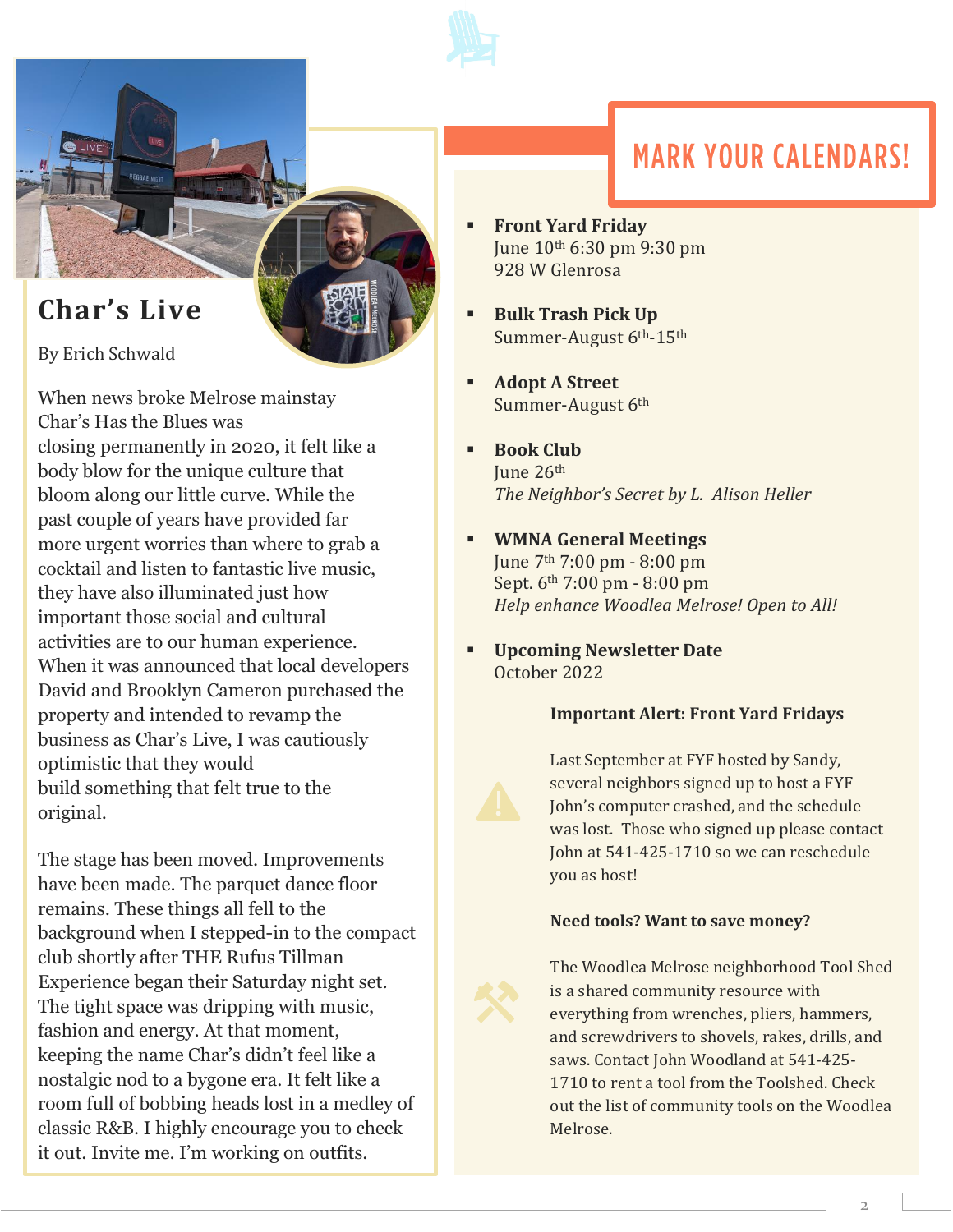## Char's Live

By Erich Schwald

When news broke Melrose mainstay Char's Has the Blues was closing permanently in 2020, it felt like a body blow for the unique culture that bloom along our little curve. While the past couple of years have provided far more urgent worries than where to grab a cocktail and listen to fantastic live music, they have also illuminated just how important those social and cultural activities are to our human experience. When it was announced that local developers David and Brooklyn Cameron purchased the property and intended to revamp the business as Char's Live, I was cautiously optimistic that they would build something that felt true to the original.

The stage has been moved. Improvements have been made. The parquet dance floor remains. These things all fell to the background when I stepped-in to the compact club shortly after THE Rufus Tillman Experience began their Saturday night set. The tight space was dripping with music, fashion and energy. At that moment, keeping the name Char's didn't feel like a nostalgic nod to a bygone era. It felt like a room full of bobbing heads lost in a medley of classic R&B. I highly encourage you to check it out. Invite me. I'm working on outfits.

## MARK YOUR CALENDARS!

- **Front Yard Friday**
  June 10th 6:30 pm 9:30 pm
  928 W Glenrosa
- **Bulk Trash Pick Up**
  Summer-August 6th-15th
- **Adopt A Street**
  Summer-August 6th
- **Book Club**
  June 26th
  *The Neighbor's Secret by L. Alison Heller*
- **WMNA General Meetings**
  June 7th 7:00 pm - 8:00 pm
  Sept. 6th 7:00 pm - 8:00 pm
  *Help enhance Woodlea Melrose! Open to All!*
- **Upcoming Newsletter Date**
  October 2022

**Important Alert: Front Yard Fridays**

Last September at FYF hosted by Sandy, several neighbors signed up to host a FYF John's computer crashed, and the schedule was lost. Those who signed up please contact John at 541-425-1710 so we can reschedule you as host!

**Need tools? Want to save money?**

The Woodlea Melrose neighborhood Tool Shed is a shared community resource with everything from wrenches, pliers, hammers, and screwdrivers to shovels, rakes, drills, and saws. Contact John Woodland at 541-425-1710 to rent a tool from the Toolshed. Check out the list of community tools on the Woodlea Melrose.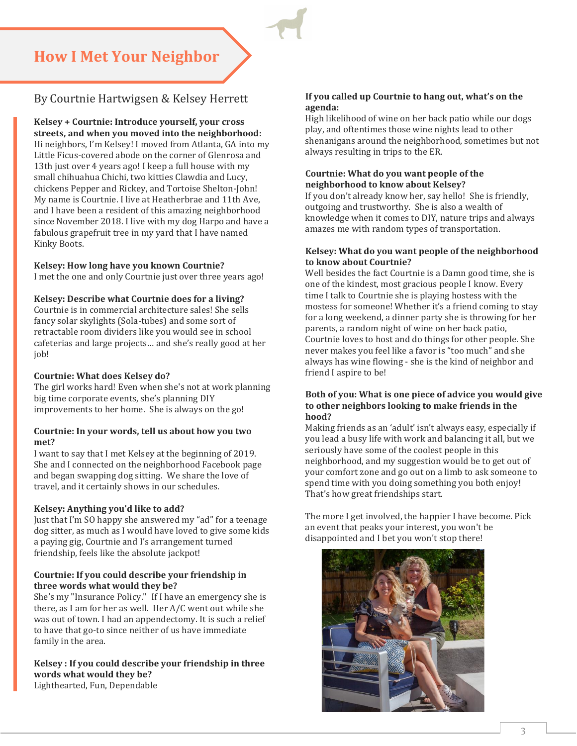# How I Met Your Neighbor

By Courtnie Hartwigsen & Kelsey Herrett

**Kelsey + Courtnie: Introduce yourself, your cross streets, and when you moved into the neighborhood:**
Hi neighbors, I'm Kelsey! I moved from Atlanta, GA into my Little Ficus-covered abode on the corner of Glenrosa and 13th just over 4 years ago! I keep a full house with my small chihuahua Chichi, two kitties Clawdia and Lucy, chickens Pepper and Rickey, and Tortoise Shelton-John!
My name is Courtnie. I live at Heatherbrae and 11th Ave, and I have been a resident of this amazing neighborhood since November 2018. I live with my dog Harpo and have a fabulous grapefruit tree in my yard that I have named Kinky Boots.

**Kelsey: How long have you known Courtnie?**
I met the one and only Courtnie just over three years ago!

**Kelsey: Describe what Courtnie does for a living?**
Courtnie is in commercial architecture sales! She sells fancy solar skylights (Sola-tubes) and some sort of retractable room dividers like you would see in school cafeterias and large projects… and she's really good at her job!

**Courtnie: What does Kelsey do?**
The girl works hard! Even when she's not at work planning big time corporate events, she's planning DIY improvements to her home. She is always on the go!

**Courtnie: In your words, tell us about how you two met?**
I want to say that I met Kelsey at the beginning of 2019. She and I connected on the neighborhood Facebook page and began swapping dog sitting. We share the love of travel, and it certainly shows in our schedules.

**Kelsey: Anything you'd like to add?**
Just that I'm SO happy she answered my "ad" for a teenage dog sitter, as much as I would have loved to give some kids a paying gig, Courtnie and I's arrangement turned friendship, feels like the absolute jackpot!

**Courtnie: If you could describe your friendship in three words what would they be?**
She's my "Insurance Policy." If I have an emergency she is there, as I am for her as well. Her A/C went out while she was out of town. I had an appendectomy. It is such a relief to have that go-to since neither of us have immediate family in the area.

**Kelsey : If you could describe your friendship in three words what would they be?**
Lighthearted, Fun, Dependable

**If you called up Courtnie to hang out, what's on the agenda:**
High likelihood of wine on her back patio while our dogs play, and oftentimes those wine nights lead to other shenanigans around the neighborhood, sometimes but not always resulting in trips to the ER.

**Courtnie: What do you want people of the neighborhood to know about Kelsey?**
If you don't already know her, say hello! She is friendly, outgoing and trustworthy. She is also a wealth of knowledge when it comes to DIY, nature trips and always amazes me with random types of transportation.

**Kelsey: What do you want people of the neighborhood to know about Courtnie?**
Well besides the fact Courtnie is a Damn good time, she is one of the kindest, most gracious people I know. Every time I talk to Courtnie she is playing hostess with the mostess for someone! Whether it's a friend coming to stay for a long weekend, a dinner party she is throwing for her parents, a random night of wine on her back patio, Courtnie loves to host and do things for other people. She never makes you feel like a favor is "too much" and she always has wine flowing - she is the kind of neighbor and friend I aspire to be!

**Both of you: What is one piece of advice you would give to other neighbors looking to make friends in the hood?**
Making friends as an 'adult' isn't always easy, especially if you lead a busy life with work and balancing it all, but we seriously have some of the coolest people in this neighborhood, and my suggestion would be to get out of your comfort zone and go out on a limb to ask someone to spend time with you doing something you both enjoy! That's how great friendships start.

The more I get involved, the happier I have become. Pick an event that peaks your interest, you won't be disappointed and I bet you won't stop there!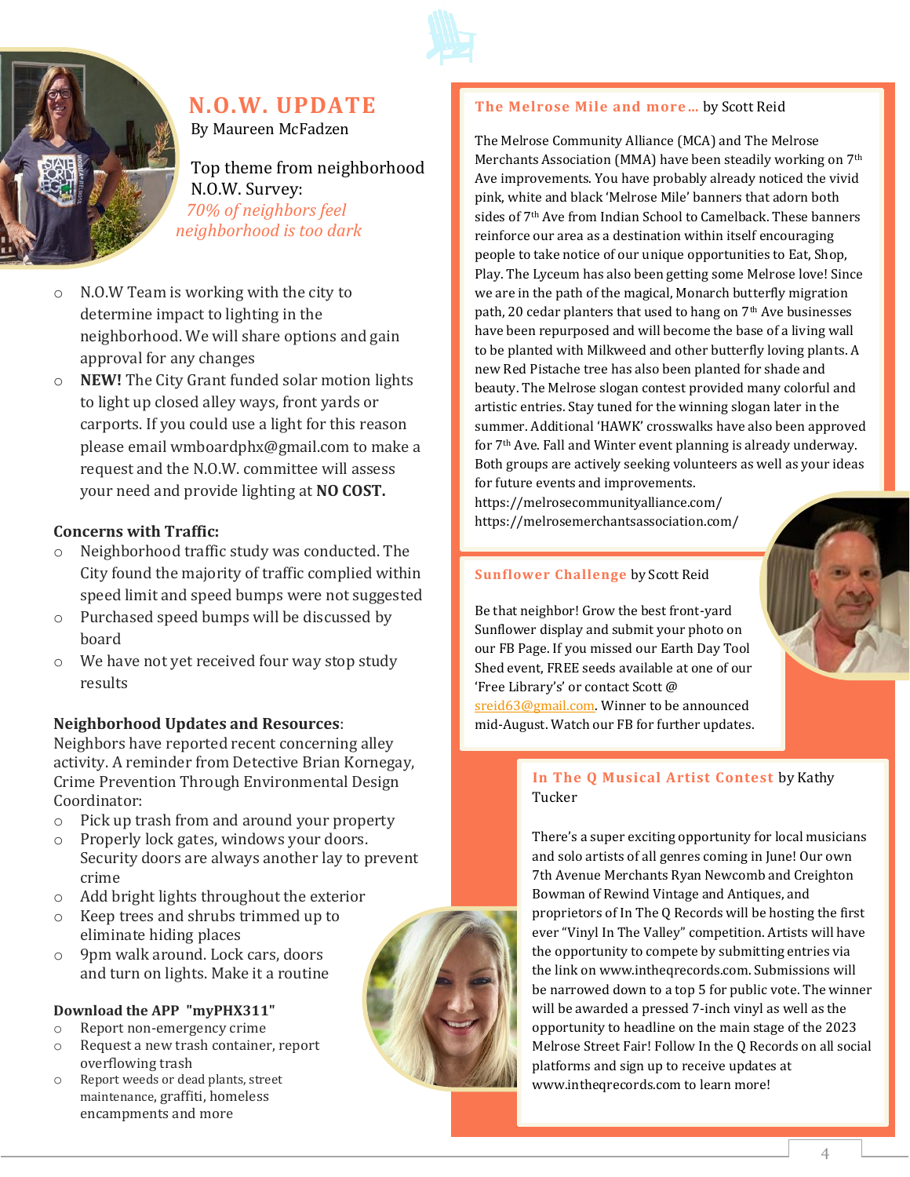## N.O.W. UPDATE

By Maureen McFadzen

Top theme from neighborhood N.O.W. Survey:

*70% of neighbors feel neighborhood is too dark*

- N.O.W Team is working with the city to determine impact to lighting in the neighborhood. We will share options and gain approval for any changes
- **NEW!** The City Grant funded solar motion lights to light up closed alley ways, front yards or carports. If you could use a light for this reason please email wmboardphx@gmail.com to make a request and the N.O.W. committee will assess your need and provide lighting at **NO COST.**

**Concerns with Traffic:**

- Neighborhood traffic study was conducted. The City found the majority of traffic complied within speed limit and speed bumps were not suggested
- Purchased speed bumps will be discussed by board
- We have not yet received four way stop study results

**Neighborhood Updates and Resources**:

Neighbors have reported recent concerning alley activity. A reminder from Detective Brian Kornegay, Crime Prevention Through Environmental Design Coordinator:

- Pick up trash from and around your property
- Properly lock gates, windows your doors. Security doors are always another lay to prevent crime
- Add bright lights throughout the exterior
- Keep trees and shrubs trimmed up to eliminate hiding places
- 9pm walk around. Lock cars, doors and turn on lights. Make it a routine

**Download the APP "myPHX311"**

- Report non-emergency crime
- Request a new trash container, report overflowing trash
- Report weeds or dead plants, street maintenance, graffiti, homeless encampments and more

## The Melrose Mile and more… by Scott Reid

The Melrose Community Alliance (MCA) and The Melrose Merchants Association (MMA) have been steadily working on 7th Ave improvements. You have probably already noticed the vivid pink, white and black 'Melrose Mile' banners that adorn both sides of 7th Ave from Indian School to Camelback. These banners reinforce our area as a destination within itself encouraging people to take notice of our unique opportunities to Eat, Shop, Play. The Lyceum has also been getting some Melrose love! Since we are in the path of the magical, Monarch butterfly migration path, 20 cedar planters that used to hang on 7th Ave businesses have been repurposed and will become the base of a living wall to be planted with Milkweed and other butterfly loving plants. A new Red Pistache tree has also been planted for shade and beauty. The Melrose slogan contest provided many colorful and artistic entries. Stay tuned for the winning slogan later in the summer. Additional 'HAWK' crosswalks have also been approved for 7th Ave. Fall and Winter event planning is already underway. Both groups are actively seeking volunteers as well as your ideas for future events and improvements.

https://melrosecommunityalliance.com/
https://melrosemerchantsassociation.com/

## Sunflower Challenge by Scott Reid

Be that neighbor! Grow the best front-yard Sunflower display and submit your photo on our FB Page. If you missed our Earth Day Tool Shed event, FREE seeds available at one of our 'Free Library's' or contact Scott @ sreid63@gmail.com. Winner to be announced mid-August. Watch our FB for further updates.

## In The Q Musical Artist Contest by Kathy Tucker

There's a super exciting opportunity for local musicians and solo artists of all genres coming in June! Our own 7th Avenue Merchants Ryan Newcomb and Creighton Bowman of Rewind Vintage and Antiques, and proprietors of In The Q Records will be hosting the first ever "Vinyl In The Valley" competition. Artists will have the opportunity to compete by submitting entries via the link on www.intheqrecords.com. Submissions will be narrowed down to a top 5 for public vote. The winner will be awarded a pressed 7-inch vinyl as well as the opportunity to headline on the main stage of the 2023 Melrose Street Fair! Follow In the Q Records on all social platforms and sign up to receive updates at www.intheqrecords.com to learn more!